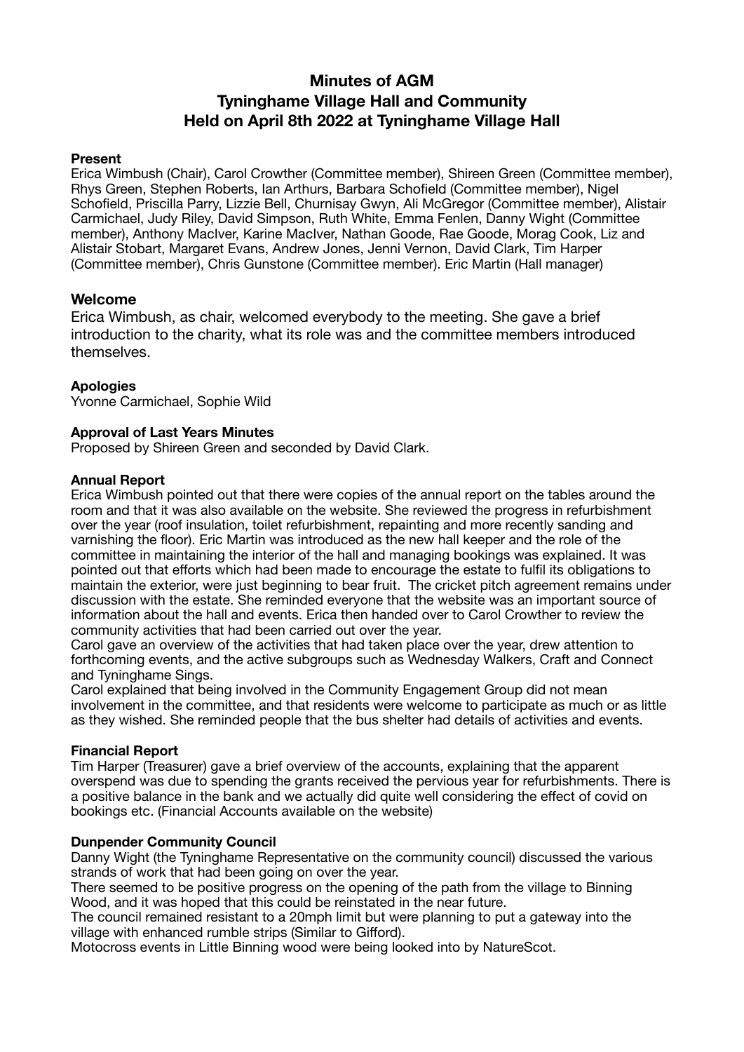# Minutes of AGM
# Tyninghame Village Hall and Community
# Held on April 8th 2022 at Tyninghame Village Hall

**Present**
Erica Wimbush (Chair), Carol Crowther (Committee member), Shireen Green (Committee member), Rhys Green, Stephen Roberts, Ian Arthurs, Barbara Schofield (Committee member), Nigel Schofield, Priscilla Parry, Lizzie Bell, Churnisay Gwyn, Ali McGregor (Committee member), Alistair Carmichael, Judy Riley, David Simpson, Ruth White, Emma Fenlen, Danny Wight (Committee member), Anthony MacIver, Karine MacIver, Nathan Goode, Rae Goode, Morag Cook, Liz and Alistair Stobart, Margaret Evans, Andrew Jones, Jenni Vernon, David Clark, Tim Harper (Committee member), Chris Gunstone (Committee member). Eric Martin (Hall manager)

## Welcome

Erica Wimbush, as chair, welcomed everybody to the meeting. She gave a brief introduction to the charity, what its role was and the committee members introduced themselves.

**Apologies**
Yvonne Carmichael, Sophie Wild

**Approval of Last Years Minutes**
Proposed by Shireen Green and seconded by David Clark.

**Annual Report**
Erica Wimbush pointed out that there were copies of the annual report on the tables around the room and that it was also available on the website. She reviewed the progress in refurbishment over the year (roof insulation, toilet refurbishment, repainting and more recently sanding and varnishing the floor). Eric Martin was introduced as the new hall keeper and the role of the committee in maintaining the interior of the hall and managing bookings was explained. It was pointed out that efforts which had been made to encourage the estate to fulfil its obligations to maintain the exterior, were just beginning to bear fruit. The cricket pitch agreement remains under discussion with the estate. She reminded everyone that the website was an important source of information about the hall and events. Erica then handed over to Carol Crowther to review the community activities that had been carried out over the year.
Carol gave an overview of the activities that had taken place over the year, drew attention to forthcoming events, and the active subgroups such as Wednesday Walkers, Craft and Connect and Tyninghame Sings.
Carol explained that being involved in the Community Engagement Group did not mean involvement in the committee, and that residents were welcome to participate as much or as little as they wished. She reminded people that the bus shelter had details of activities and events.

**Financial Report**
Tim Harper (Treasurer) gave a brief overview of the accounts, explaining that the apparent overspend was due to spending the grants received the pervious year for refurbishments. There is a positive balance in the bank and we actually did quite well considering the effect of covid on bookings etc. (Financial Accounts available on the website)

**Dunpender Community Council**
Danny Wight (the Tyninghame Representative on the community council) discussed the various strands of work that had been going on over the year.
There seemed to be positive progress on the opening of the path from the village to Binning Wood, and it was hoped that this could be reinstated in the near future.
The council remained resistant to a 20mph limit but were planning to put a gateway into the village with enhanced rumble strips (Similar to Gifford).
Motocross events in Little Binning wood were being looked into by NatureScot.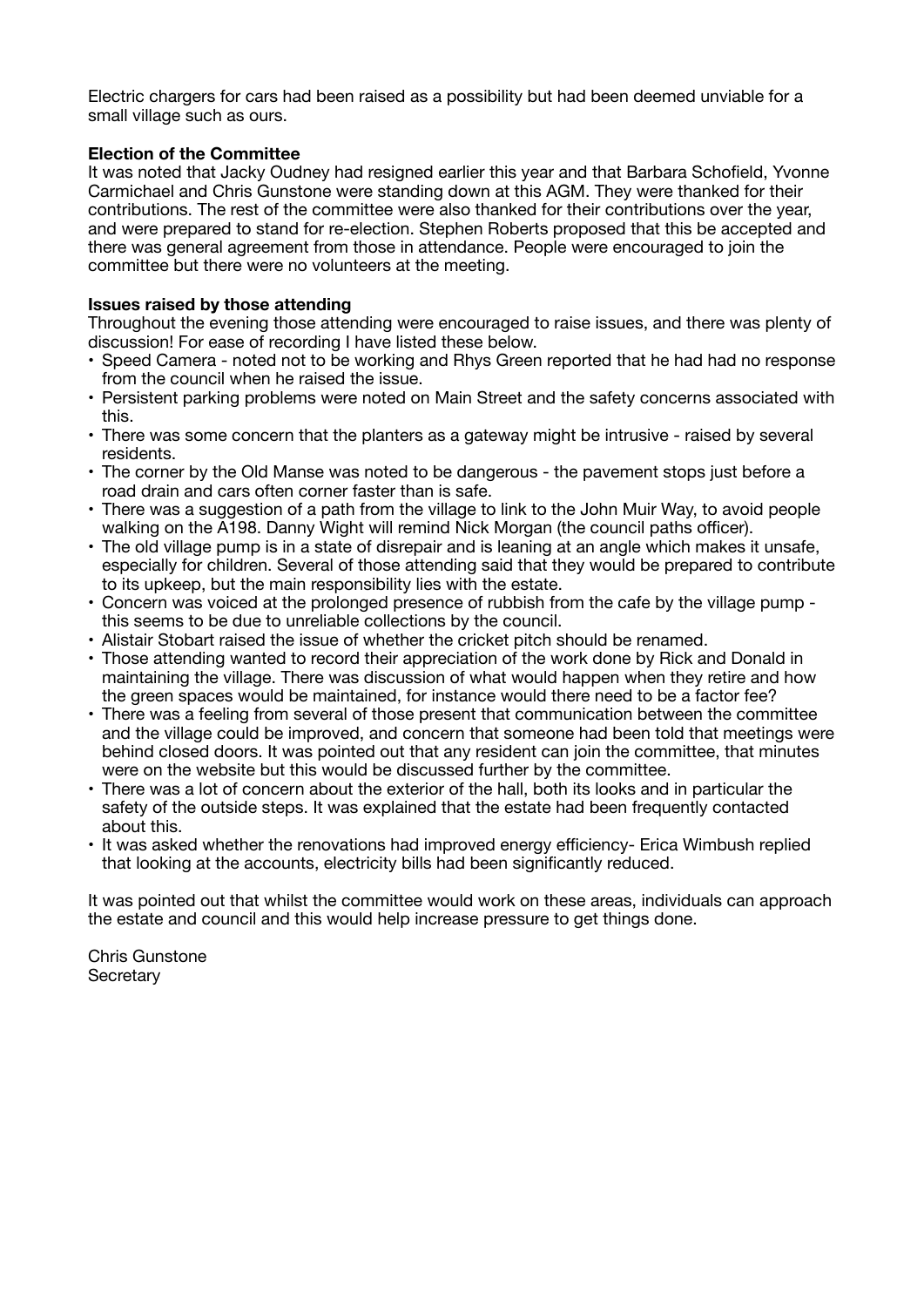Electric chargers for cars had been raised as a possibility but had been deemed unviable for a small village such as ours.

**Election of the Committee**

It was noted that Jacky Oudney had resigned earlier this year and that Barbara Schofield, Yvonne Carmichael and Chris Gunstone were standing down at this AGM. They were thanked for their contributions. The rest of the committee were also thanked for their contributions over the year, and were prepared to stand for re-election. Stephen Roberts proposed that this be accepted and there was general agreement from those in attendance. People were encouraged to join the committee but there were no volunteers at the meeting.

**Issues raised by those attending**

Throughout the evening those attending were encouraged to raise issues, and there was plenty of discussion! For ease of recording I have listed these below.

- Speed Camera - noted not to be working and Rhys Green reported that he had had no response from the council when he raised the issue.
- Persistent parking problems were noted on Main Street and the safety concerns associated with this.
- There was some concern that the planters as a gateway might be intrusive - raised by several residents.
- The corner by the Old Manse was noted to be dangerous - the pavement stops just before a road drain and cars often corner faster than is safe.
- There was a suggestion of a path from the village to link to the John Muir Way, to avoid people walking on the A198. Danny Wight will remind Nick Morgan (the council paths officer).
- The old village pump is in a state of disrepair and is leaning at an angle which makes it unsafe, especially for children. Several of those attending said that they would be prepared to contribute to its upkeep, but the main responsibility lies with the estate.
- Concern was voiced at the prolonged presence of rubbish from the cafe by the village pump - this seems to be due to unreliable collections by the council.
- Alistair Stobart raised the issue of whether the cricket pitch should be renamed.
- Those attending wanted to record their appreciation of the work done by Rick and Donald in maintaining the village. There was discussion of what would happen when they retire and how the green spaces would be maintained, for instance would there need to be a factor fee?
- There was a feeling from several of those present that communication between the committee and the village could be improved, and concern that someone had been told that meetings were behind closed doors. It was pointed out that any resident can join the committee, that minutes were on the website but this would be discussed further by the committee.
- There was a lot of concern about the exterior of the hall, both its looks and in particular the safety of the outside steps. It was explained that the estate had been frequently contacted about this.
- It was asked whether the renovations had improved energy efficiency- Erica Wimbush replied that looking at the accounts, electricity bills had been significantly reduced.

It was pointed out that whilst the committee would work on these areas, individuals can approach the estate and council and this would help increase pressure to get things done.

Chris Gunstone
Secretary